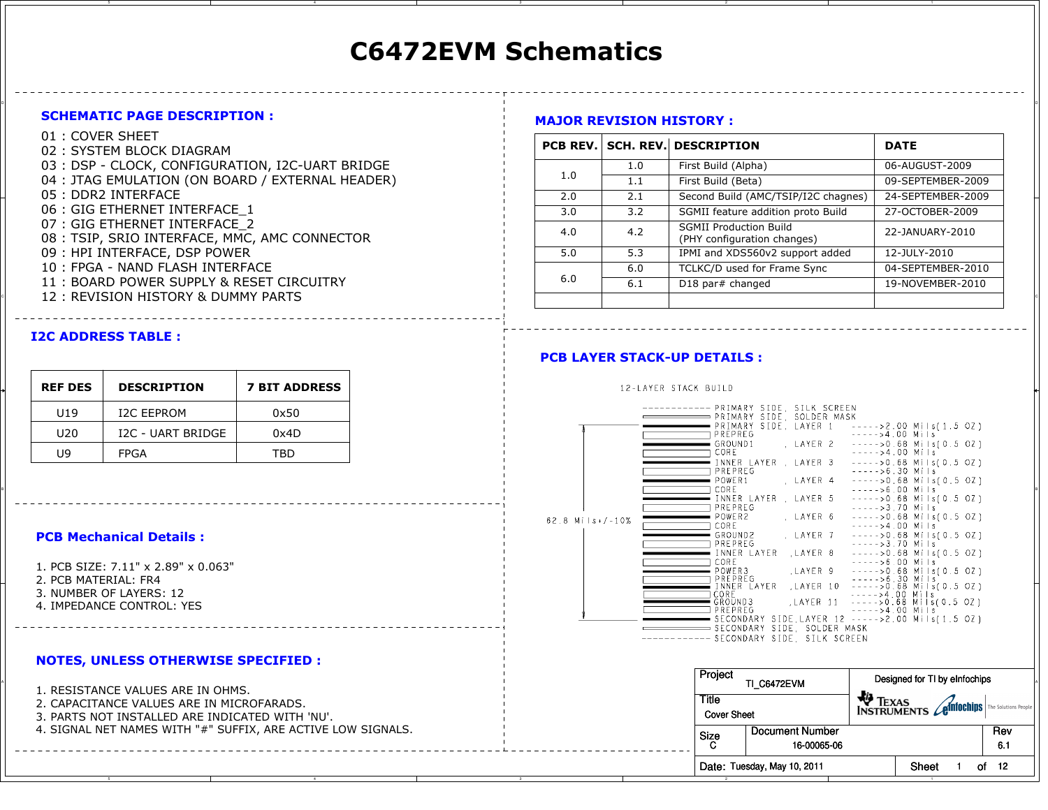# C6472EVM Schematics

## SCHEMATIC PAGE DESCRIPTION :

01 : COVER SHEET
02 : SYSTEM BLOCK DIAGRAM
03 : DSP - CLOCK, CONFIGURATION, I2C-UART BRIDGE
04 : JTAG EMULATION (ON BOARD / EXTERNAL HEADER)
05 : DDR2 INTERFACE
06 : GIG ETHERNET INTERFACE_1
07 : GIG ETHERNET INTERFACE_2
08 : TSIP, SRIO INTERFACE, MMC, AMC CONNECTOR
09 : HPI INTERFACE, DSP POWER
10 : FPGA - NAND FLASH INTERFACE
11 : BOARD POWER SUPPLY & RESET CIRCUITRY
12 : REVISION HISTORY & DUMMY PARTS

## I2C ADDRESS TABLE :

| REF DES | DESCRIPTION | 7 BIT ADDRESS |
|---|---|---|
| U19 | I2C EEPROM | 0x50 |
| U20 | I2C - UART BRIDGE | 0x4D |
| U9 | FPGA | TBD |

## PCB Mechanical Details :

1. PCB SIZE: 7.11" x 2.89" x 0.063"
2. PCB MATERIAL: FR4
3. NUMBER OF LAYERS: 12
4. IMPEDANCE CONTROL: YES

## NOTES, UNLESS OTHERWISE SPECIFIED :

1. RESISTANCE VALUES ARE IN OHMS.
2. CAPACITANCE VALUES ARE IN MICROFARADS.
3. PARTS NOT INSTALLED ARE INDICATED WITH 'NU'.
4. SIGNAL NET NAMES WITH "#" SUFFIX, ARE ACTIVE LOW SIGNALS.

## MAJOR REVISION HISTORY :

| PCB REV. | SCH. REV. | DESCRIPTION | DATE |
|---|---|---|---|
| 1.0 | 1.0 | First Build (Alpha) | 06-AUGUST-2009 |
| | 1.1 | First Build (Beta) | 09-SEPTEMBER-2009 |
| 2.0 | 2.1 | Second Build (AMC/TSIP/I2C chagnes) | 24-SEPTEMBER-2009 |
| 3.0 | 3.2 | SGMII feature addition proto Build | 27-OCTOBER-2009 |
| 4.0 | 4.2 | SGMII Production Build (PHY configuration changes) | 22-JANUARY-2010 |
| 5.0 | 5.3 | IPMI and XDS560v2 support added | 12-JULY-2010 |
| 6.0 | 6.0 | TCLKC/D used for Frame Sync | 04-SEPTEMBER-2010 |
| | 6.1 | D18 par# changed | 19-NOVEMBER-2010 |
| | | | |

## PCB LAYER STACK-UP DETAILS :

12-LAYER STACK BUILD

Total thickness: 62.8 Mils+/-10%

| Layer | Name | Thickness |
|---|---|---|
| PRIMARY SIDE, SILK SCREEN | | |
| PRIMARY SIDE, SOLDER MASK | | |
| PRIMARY SIDE, LAYER 1 | | 2.00 Mils(1.5 OZ) |
| PREPREG | | 4.00 Mils |
| GROUND1 | LAYER 2 | 0.68 Mils(0.5 OZ) |
| CORE | | 4.00 Mils |
| INNER LAYER | LAYER 3 | 0.68 Mils(0.5 OZ) |
| PREPREG | | 6.30 Mils |
| POWER1 | LAYER 4 | 0.68 Mils(0.5 OZ) |
| CORE | | 6.00 Mils |
| INNER LAYER | LAYER 5 | 0.68 Mils(0.5 OZ) |
| PREPREG | | 3.70 Mils |
| POWER2 | LAYER 6 | 0.68 Mils(0.5 OZ) |
| CORE | | 4.00 Mils |
| GROUND2 | LAYER 7 | 0.68 Mils(0.5 OZ) |
| PREPREG | | 3.70 Mils |
| INNER LAYER | LAYER 8 | 0.68 Mils(0.5 OZ) |
| CORE | | 6.00 Mils |
| POWER3 | LAYER 9 | 0.68 Mils(0.5 OZ) |
| PREPREG | | 6.30 Mils |
| INNER LAYER | LAYER 10 | 0.68 Mils(0.5 OZ) |
| CORE | | 4.00 Mils |
| GROUND3 | LAYER 11 | 0.68 Mils(0.5 OZ) |
| PREPREG | | 4.00 Mils |
| SECONDARY SIDE, LAYER 12 | | 2.00 Mils(1.5 OZ) |
| SECONDARY SIDE, SOLDER MASK | | |
| SECONDARY SIDE, SILK SCREEN | | |

| | |
|---|---|
| Project | TI_C6472EVM |
| Title | Cover Sheet |
| Size | C |
| Document Number | 16-00065-06 |
| Rev | 6.1 |
| Date | Tuesday, May 10, 2011 |
| Sheet | 1 of 12 |

Designed for TI by eInfochips

TEXAS INSTRUMENTS — eInfochips The Solutions People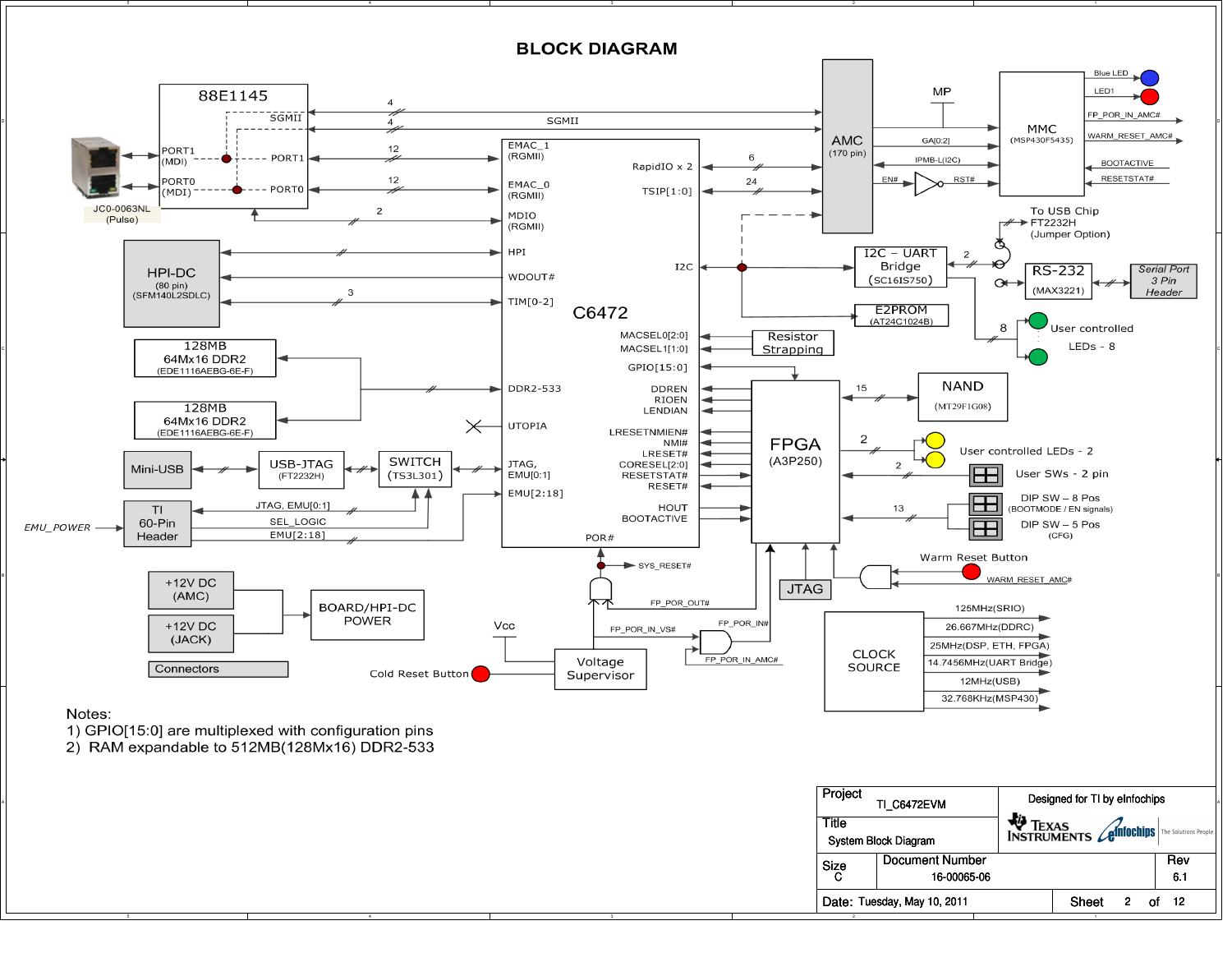# BLOCK DIAGRAM

88E1145: SGMII, PORT1 (MDI), PORT1, PORT0 (MDI), PORT0

JC0-0063NL (Pulse)

SGMII 4, 4

12, 12, 2

HPI-DC (80 pin) (SFM140L2SDLC)

3

128MB 64Mx16 DDR2 (EDE1116AEBG-6E-F)

128MB 64Mx16 DDR2 (EDE1116AEBG-6E-F)

Mini-USB

USB-JTAG (FT2232H)

SWITCH (TS3L301)

TI 60-Pin Header

EMU_POWER

JTAG, EMU[0:1]

SEL_LOGIC

EMU[2:18]

C6472: EMAC_1 (RGMII), EMAC_0 (RGMII), MDIO (RGMII), HPI, WDOUT#, TIM[0-2], DDR2-533, UTOPIA, JTAG, EMU[0:1], EMU[2:18], RapidIO x 2, TSIP[1:0], I2C, MACSEL0[2:0], MACSEL1[1:0], GPIO[15:0], DDREN, RIOEN, LENDIAN, LRESETNMIEN#, NMI#, LRESET#, CORESEL[2:0], RESETSTAT#, RESET#, HOUT, BOOTACTIVE, POR#

6, 24

AMC (170 pin)

MP

GA[0:2]

IPMB-L(I2C)

EN#, RST#

MMC (MSP430F5435)

Blue LED, LED1, FP_POR_IN_AMC#, WARM_RESET_AMC#, BOOTACTIVE, RESETSTAT#

To USB Chip FT2232H (Jumper Option)

I2C – UART Bridge (SC16IS750)

2

RS-232 (MAX3221)

Serial Port 3 Pin Header

E2PROM (AT24C1024B)

8 User controlled LEDs - 8

Resistor Strapping

FPGA (A3P250)

15 NAND (MT29F1G08)

2 User controlled LEDs - 2

2 User SWs - 2 pin

13 DIP SW – 8 Pos (BOOTMODE / EN signals)

DIP SW – 5 Pos (CFG)

JTAG

Warm Reset Button

WARM_RESET_AMC#

SYS_RESET#

FP_POR_OUT#

FP_POR_IN_VS#

FP_POR_IN#

FP_POR_IN_AMC#

Vcc

Voltage Supervisor

Cold Reset Button

+12V DC (AMC)

+12V DC (JACK)

BOARD/HPI-DC POWER

Connectors

CLOCK SOURCE: 125MHz(SRIO), 26.667MHz(DDRC), 25MHz(DSP, ETH, FPGA), 14.7456MHz(UART Bridge), 12MHz(USB), 32.768KHz(MSP430)

Notes:

1) GPIO[15:0] are multiplexed with configuration pins
2) RAM expandable to 512MB(128Mx16) DDR2-533

| Project | TI_C6472EVM | Designed for TI by eInfochips | |
|---|---|---|---|
| Title | System Block Diagram | | |
| Size | C | Document Number 16-00065-06 | Rev 6.1 |
| Date: | Tuesday, May 10, 2011 | Sheet 2 of 12 | |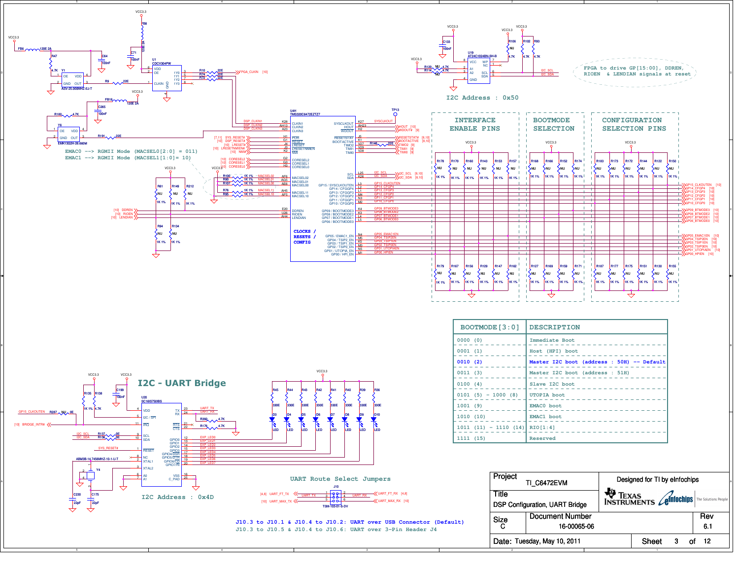FPGA to drive GP[15:00], DDREN, RIOEN & LENDIAN signals at reset

I2C Address : 0x50

INTERFACE ENABLE PINS

BOOTMODE SELECTION

CONFIGURATION SELECTION PINS

EMAC0 --> RGMII Mode (MACSEL0[2:0] = 011)
EMAC1 --> RGMII Mode (MACSEL1[1:0]= 10)

CLOCKS / RESETS / CONFIG

| BOOTMODE[3:0] | DESCRIPTION |
|---|---|
| 0000 (0) | Immediate Boot |
| 0001 (1) | Host (HPI) boot |
| 0010 (2) | Master I2C boot (address : 50H) -- Default |
| 0011 (3) | Master I2C boot (address : 51H) |
| 0100 (4) | Slave I2C boot |
| 0101 (5) - 1000 (8) | UTOPIA boot |
| 1001 (9) | EMAC0 boot |
| 1010 (10) | EMAC1 boot |
| 1011 (11) - 1110 (14) | RIO[1:4] |
| 1111 (15) | Reserved |

## I2C - UART Bridge

I2C Address : 0x4D

UART Route Select Jumpers

J10.3 to J10.1 & J10.4 to J10.2: UART over USB Connector (Default)
J10.3 to J10.5 & J10.4 to J10.6: UART over 3-Pin Header J4

| | |
|---|---|
| Project | TI_C6472EVM |
| Title | DSP Configuration, UART Bridge |
| Size | C |
| Document Number | 16-00065-06 |
| Rev | 6.1 |
| Date: | Tuesday, May 10, 2011 |

Designed for TI by eInfochips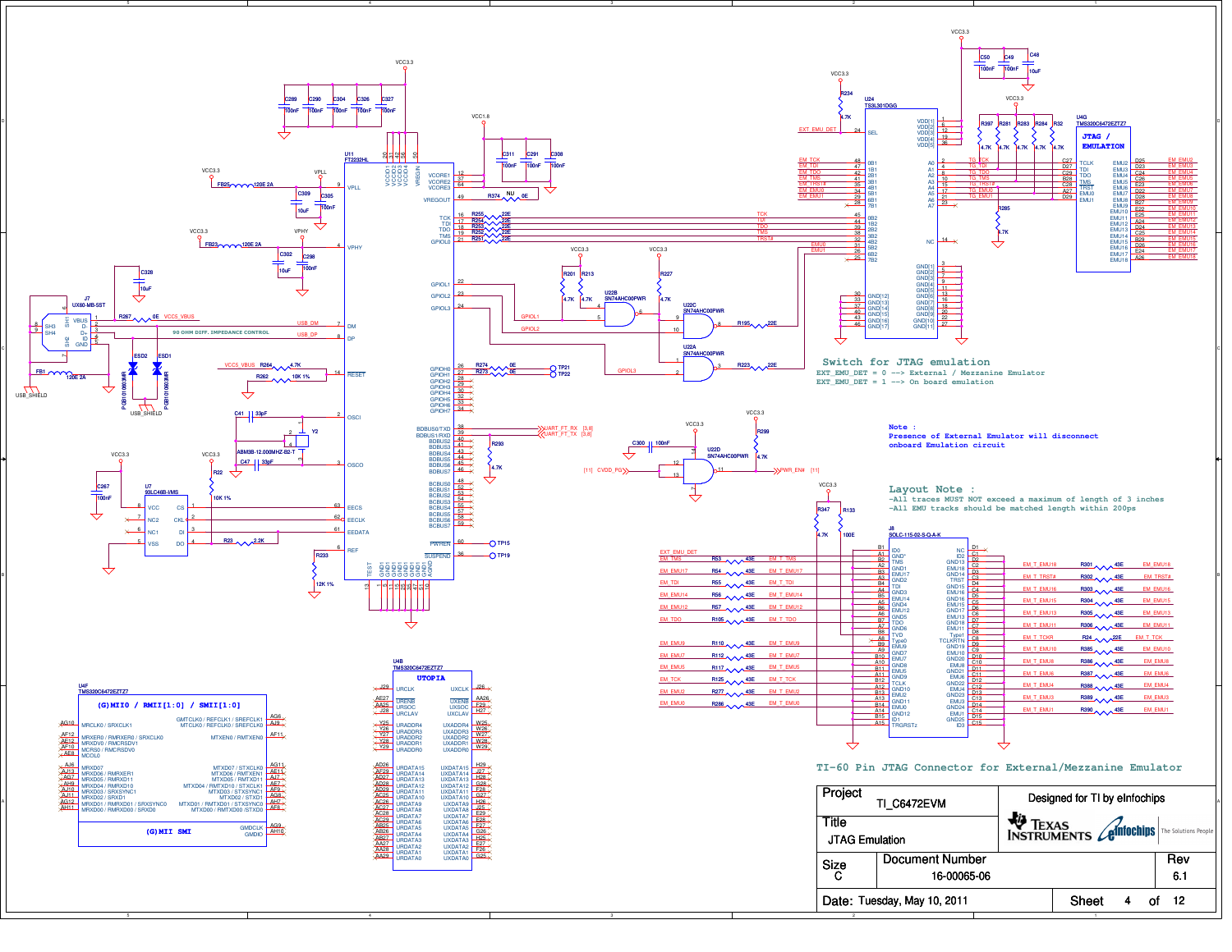## Switch for JTAG emulation

EXT_EMU_DET = 0 --> External / Mezzanine Emulator
EXT_EMU_DET = 1 --> On board emulation

Note :
Presence of External Emulator will disconnect onboard Emulation circuit

Layout Note :
-All traces MUST NOT exceed a maximum of length of 3 inches
-All EMU tracks should be matched length within 200ps

90 OHM DIFF. IMPEDANCE CONTROL

## TI-60 Pin JTAG Connector for External/Mezzanine Emulator

| Project | TI_C6472EVM | Designed for TI by eInfochips |
| --- | --- | --- |
| Title | JTAG Emulation | |
| Size C | Document Number 16-00065-06 | Rev 6.1 |
| Date: Tuesday, May 10, 2011 | Sheet 4 of 12 | |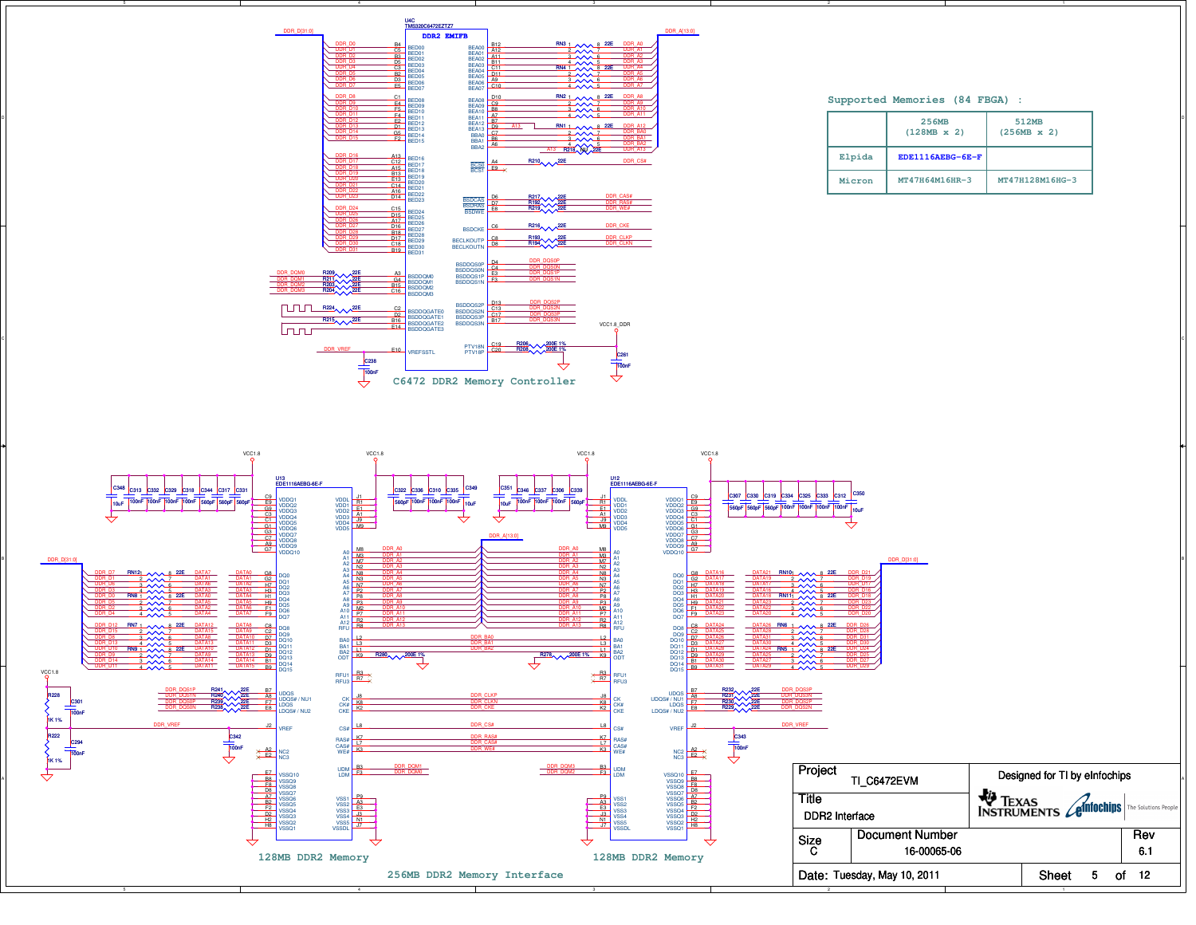## Supported Memories (84 FBGA) :

| | 256MB (128MB x 2) | 512MB (256MB x 2) |
|---|---|---|
| Elpida | EDE1116AEBG-6E-F | |
| Micron | MT47H64M16HR-3 | MT47H128M16HG-3 |

C6472 DDR2 Memory Controller

128MB DDR2 Memory

256MB DDR2 Memory Interface

128MB DDR2 Memory

| | |
|---|---|
| Project | TI_C6472EVM |
| Title | DDR2 Interface |
| Size | C |
| Document Number | 16-00065-06 |
| Rev | 6.1 |
| Date: | Tuesday, May 10, 2011 |
| Sheet | 5 of 12 |

Designed for TI by eInfochips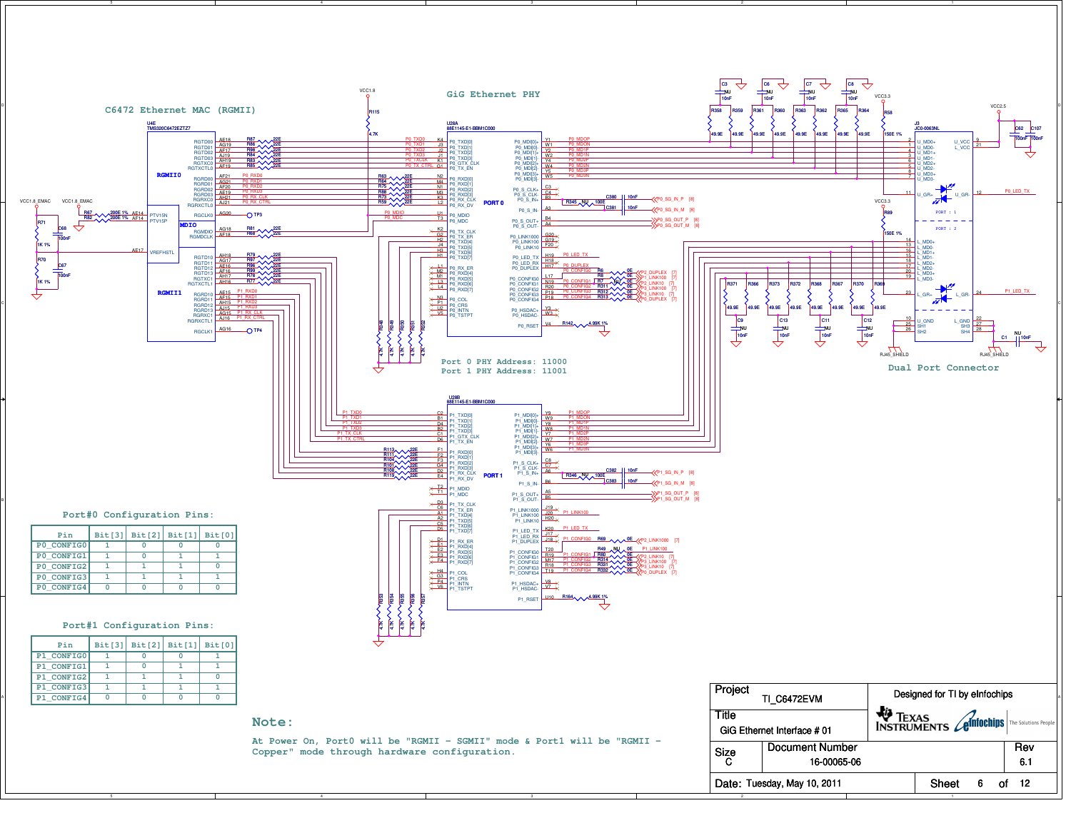## C6472 Ethernet MAC (RGMII)

## GiG Ethernet PHY

Port 0 PHY Address: 11000
Port 1 PHY Address: 11001

## Dual Port Connector

### Port#0 Configuration Pins:

| Pin | Bit[3] | Bit[2] | Bit[1] | Bit[0] |
|---|---|---|---|---|
| P0_CONFIG0 | 1 | 0 | 0 | 0 |
| P0_CONFIG1 | 1 | 0 | 1 | 1 |
| P0_CONFIG2 | 1 | 1 | 1 | 0 |
| P0_CONFIG3 | 1 | 1 | 1 | 1 |
| P0_CONFIG4 | 0 | 0 | 0 | 0 |

### Port#1 Configuration Pins:

| Pin | Bit[3] | Bit[2] | Bit[1] | Bit[0] |
|---|---|---|---|---|
| P1_CONFIG0 | 1 | 0 | 0 | 1 |
| P1_CONFIG1 | 1 | 0 | 1 | 1 |
| P1_CONFIG2 | 1 | 1 | 1 | 0 |
| P1_CONFIG3 | 1 | 1 | 1 | 1 |
| P1_CONFIG4 | 0 | 0 | 0 | 0 |

**Note:**

At Power On, Port0 will be "RGMII - SGMII" mode & Port1 will be "RGMII - Copper" mode through hardware configuration.

| Project | TI_C6472EVM | Designed for TI by eInfochips | |
|---|---|---|---|
| Title | GiG Ethernet Interface # 01 | | |
| Size: C | Document Number: 16-00065-06 | | Rev: 6.1 |
| Date: Tuesday, May 10, 2011 | | Sheet 6 of 12 | |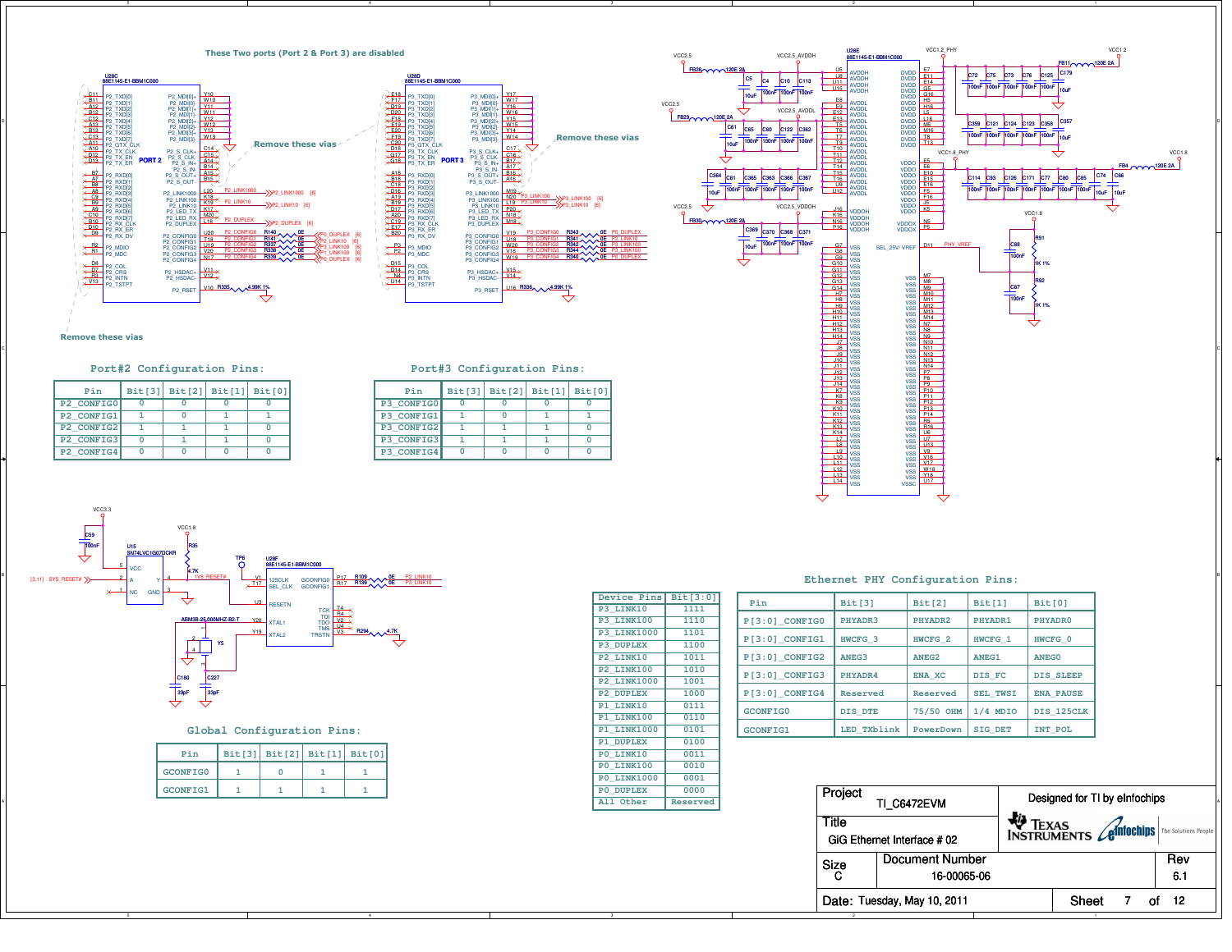These Two ports (Port 2 & Port 3) are disabled

Remove these vias

Remove these vias

Remove these vias

## Port#2 Configuration Pins:

| Pin | Bit[3] | Bit[2] | Bit[1] | Bit[0] |
|---|---|---|---|---|
| P2_CONFIG0 | 0 | 0 | 0 | 0 |
| P2_CONFIG1 | 1 | 0 | 1 | 1 |
| P2_CONFIG2 | 1 | 1 | 1 | 0 |
| P2_CONFIG3 | 0 | 1 | 1 | 0 |
| P2_CONFIG4 | 0 | 0 | 0 | 0 |

## Port#3 Configuration Pins:

| Pin | Bit[3] | Bit[2] | Bit[1] | Bit[0] |
|---|---|---|---|---|
| P3_CONFIG0 | 0 | 0 | 0 | 0 |
| P3_CONFIG1 | 1 | 0 | 1 | 1 |
| P3_CONFIG2 | 1 | 1 | 1 | 0 |
| P3_CONFIG3 | 1 | 1 | 1 | 0 |
| P3_CONFIG4 | 0 | 0 | 0 | 0 |

## Ethernet PHY Configuration Pins:

| Pin | Bit[3] | Bit[2] | Bit[1] | Bit[0] |
|---|---|---|---|---|
| P[3:0]_CONFIG0 | PHYADR3 | PHYADR2 | PHYADR1 | PHYADR0 |
| P[3:0]_CONFIG1 | HWCFG_3 | HWCFG_2 | HWCFG_1 | HWCFG_0 |
| P[3:0]_CONFIG2 | ANEG3 | ANEG2 | ANEG1 | ANEG0 |
| P[3:0]_CONFIG3 | PHYADR4 | ENA_XC | DIS_FC | DIS_SLEEP |
| P[3:0]_CONFIG4 | Reserved | Reserved | SEL_TWSI | ENA_PAUSE |
| GCONFIG0 | DIS_DTE | 75/50 OHM | 1/4 MDIO | DIS_125CLK |
| GCONFIG1 | LED_TXblink | PowerDown | SIG_DET | INT_POL |

| Device Pins | Bit[3:0] |
|---|---|
| P3_LINK10 | 1111 |
| P3_LINK100 | 1110 |
| P3_LINK1000 | 1101 |
| P3_DUPLEX | 1100 |
| P2_LINK10 | 1011 |
| P2_LINK100 | 1010 |
| P2_LINK1000 | 1001 |
| P2_DUPLEX | 1000 |
| P1_LINK10 | 0111 |
| P1_LINK100 | 0110 |
| P1_LINK1000 | 0101 |
| P1_DUPLEX | 0100 |
| P0_LINK10 | 0011 |
| P0_LINK100 | 0010 |
| P0_LINK1000 | 0001 |
| P0_DUPLEX | 0000 |
| All Other | Reserved |

## Global Configuration Pins:

| Pin | Bit[3] | Bit[2] | Bit[1] | Bit[0] |
|---|---|---|---|---|
| GCONFIG0 | 1 | 0 | 1 | 1 |
| GCONFIG1 | 1 | 1 | 1 | 1 |

| | |
|---|---|
| Project | TI_C6472EVM |
| Designed for TI by eInfochips | |
| Title | GiG Ethernet Interface # 02 |
| Size | C |
| Document Number | 16-00065-06 |
| Rev | 6.1 |
| Date: | Tuesday, May 10, 2011 |
| Sheet | 7 of 12 |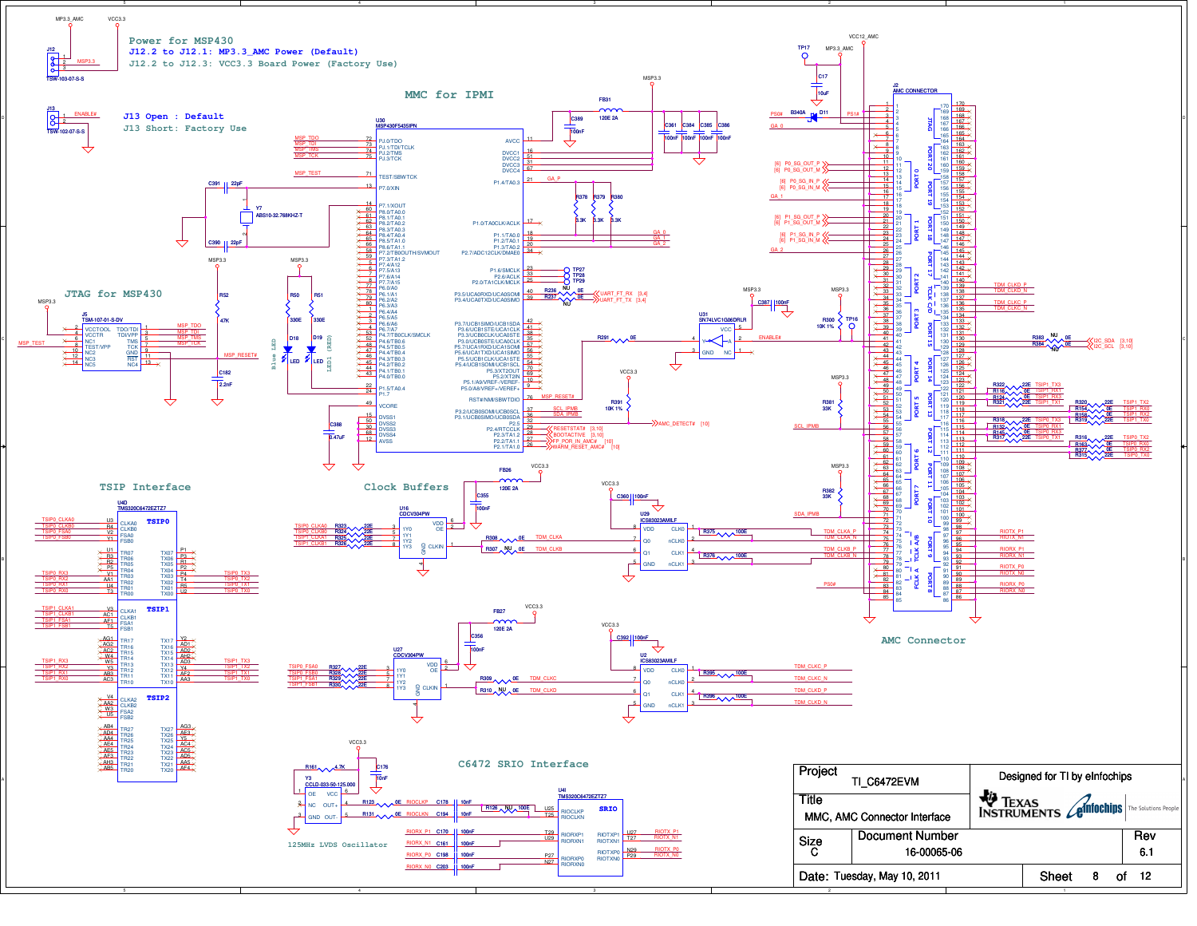## Power for MSP430

J12.2 to J12.1: MP3.3_AMC Power (Default)

J12.2 to J12.3: VCC3.3 Board Power (Factory Use)

J13 Open : Default

J13 Short: Factory Use

## MMC for IPMI

## JTAG for MSP430

## TSIP Interface

## Clock Buffers

## AMC Connector

## C6472 SRIO Interface

125MHz LVDS Oscillator

| | |
|---|---|
| Project | TI_C6472EVM |
| Title | MMC, AMC Connector Interface |
| Size | C |
| Document Number | 16-00065-06 |
| Rev | 6.1 |
| Date: | Tuesday, May 10, 2011 |
| Sheet | 8 of 12 |

Designed for TI by eInfochips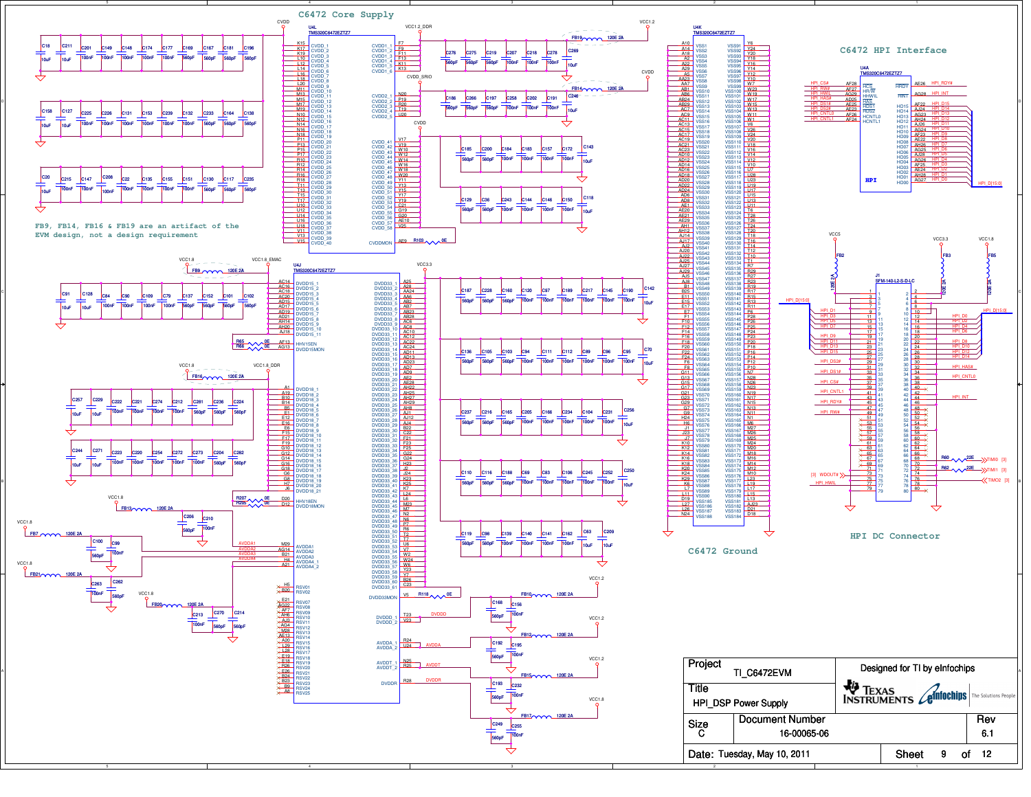## C6472 Core Supply

FB9, FB14, FB16 & FB19 are an artifact of the EVM design, not a design requirement

## C6472 HPI Interface

## C6472 Ground

## HPI DC Connector

| Project | TI_C6472EVM | Designed for TI by eInfochips |
|---|---|---|
| Title | HPI_DSP Power Supply | |
| Size | Document Number | Rev |
| C | 16-00065-06 | 6.1 |
| Date: Tuesday, May 10, 2011 | Sheet 9 of 12 | |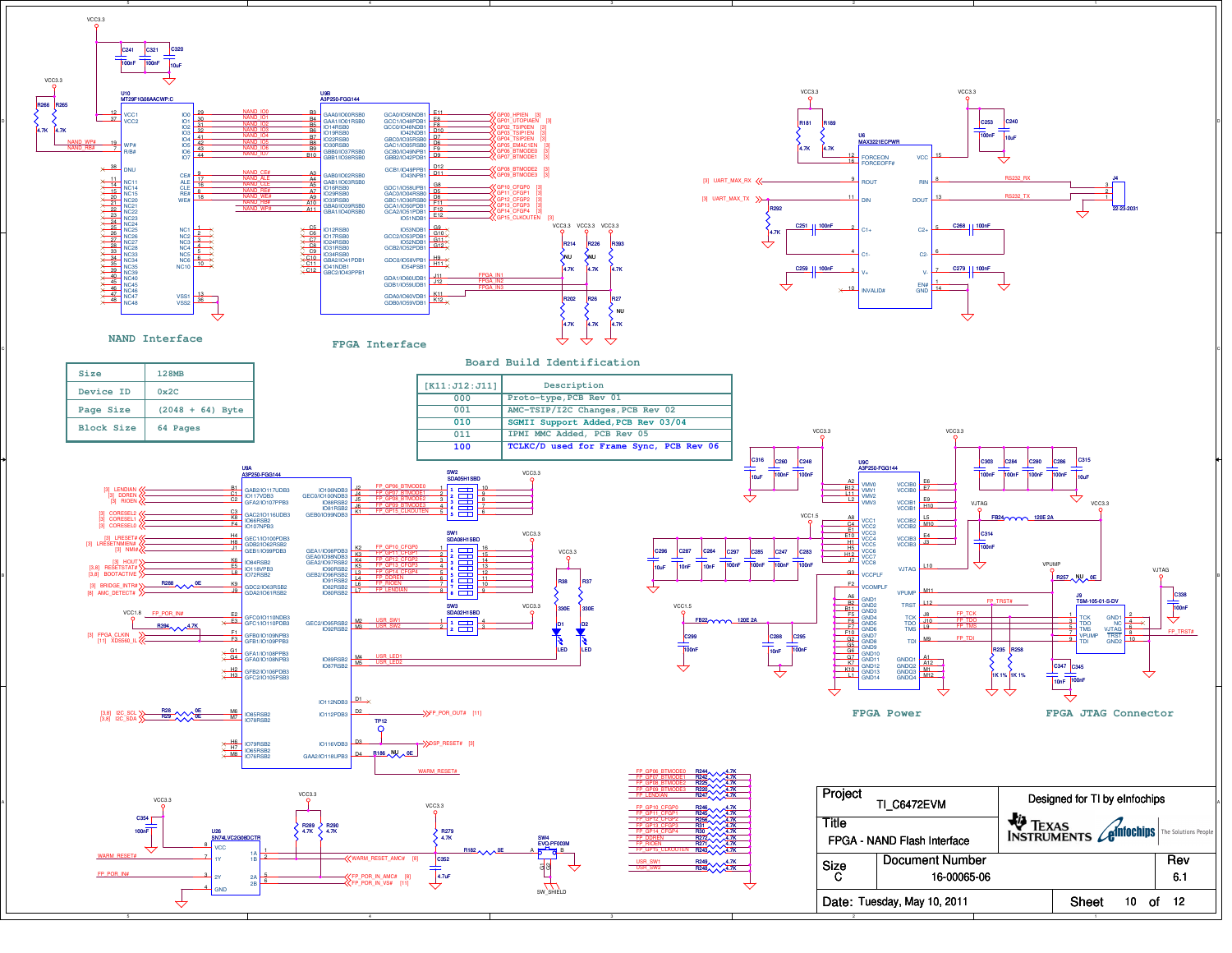## NAND Interface

## FPGA Interface

| Size | 128MB |
|---|---|
| Device ID | 0x2C |
| Page Size | (2048 + 64) Byte |
| Block Size | 64 Pages |

## Board Build Identification

| [K11:J12:J11] | Description |
|---|---|
| 000 | Proto-type,PCB Rev 01 |
| 001 | AMC-TSIP/I2C Changes,PCB Rev 02 |
| 010 | SGMII Support Added,PCB Rev 03/04 |
| 011 | IPMI MMC Added, PCB Rev 05 |
| 100 | TCLKC/D used for Frame Sync, PCB Rev 06 |

## FPGA Power

## FPGA JTAG Connector

| | |
|---|---|
| Project | TI_C6472EVM |
| Title | FPGA - NAND Flash Interface |
| Size | C |
| Document Number | 16-00065-06 |
| Rev | 6.1 |
| Date | Tuesday, May 10, 2011 |
| Sheet | 10 of 12 |

Designed for TI by eInfochips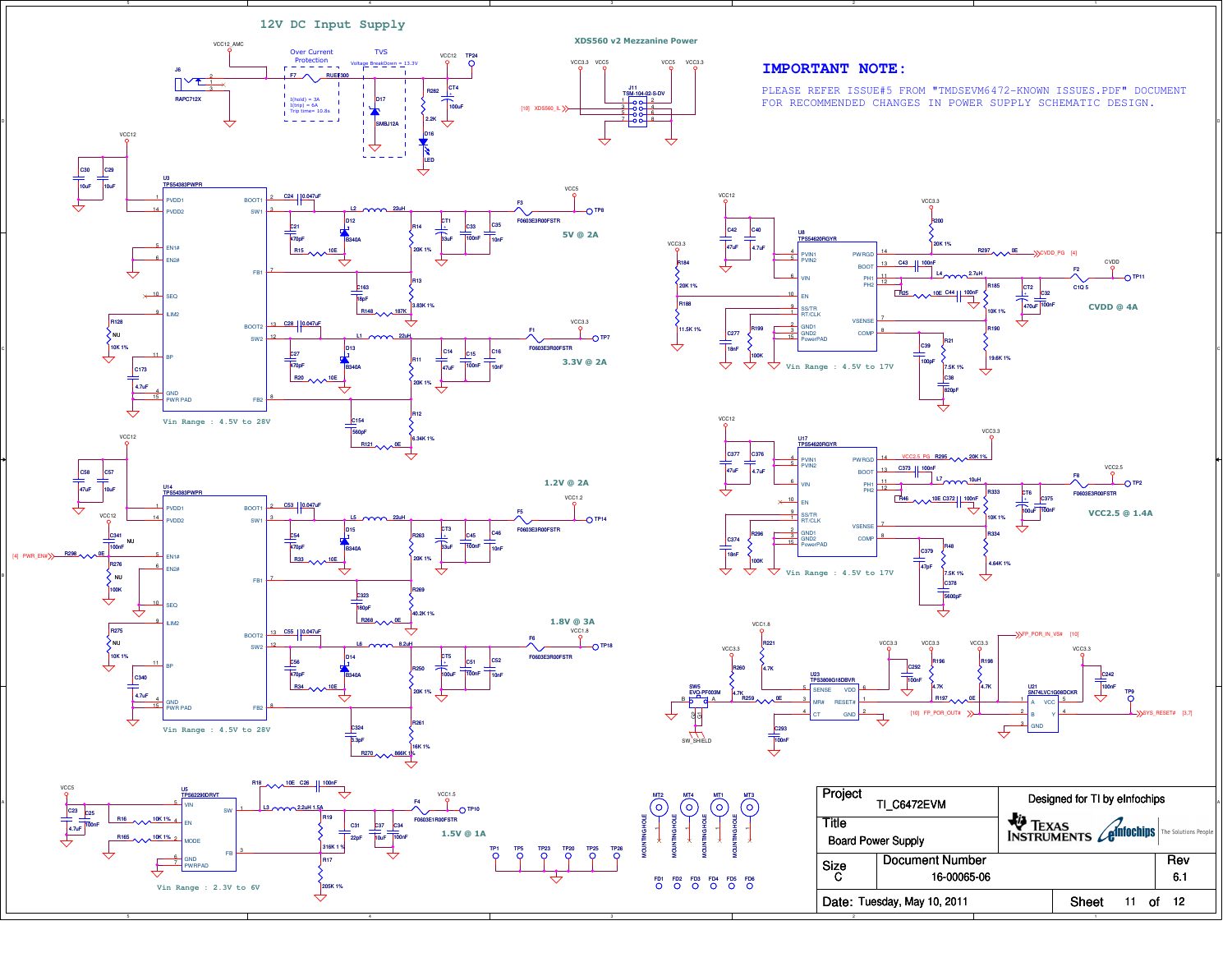## 12V DC Input Supply

Over Current Protection

TVS

XDS560 v2 Mezzanine Power

## IMPORTANT NOTE:

PLEASE REFER ISSUE#5 FROM "TMDSEVM6472-KNOWN ISSUES.PDF" DOCUMENT FOR RECOMMENDED CHANGES IN POWER SUPPLY SCHEMATIC DESIGN.

**5V @ 2A**

**3.3V @ 2A**

Vin Range : 4.5V to 28V

**CVDD @ 4A**

Vin Range : 4.5V to 17V

**1.2V @ 2A**

**1.8V @ 3A**

Vin Range : 4.5V to 28V

**VCC2.5 @ 1.4A**

Vin Range : 4.5V to 17V

**1.5V @ 1A**

Vin Range : 2.3V to 6V

| Project | TI_C6472EVM | Designed for TI by eInfochips |
|---|---|---|
| Title | Board Power Supply | |
| Size C | Document Number 16-00065-06 | Rev 6.1 |
| Date: Tuesday, May 10, 2011 | Sheet 11 of 12 | |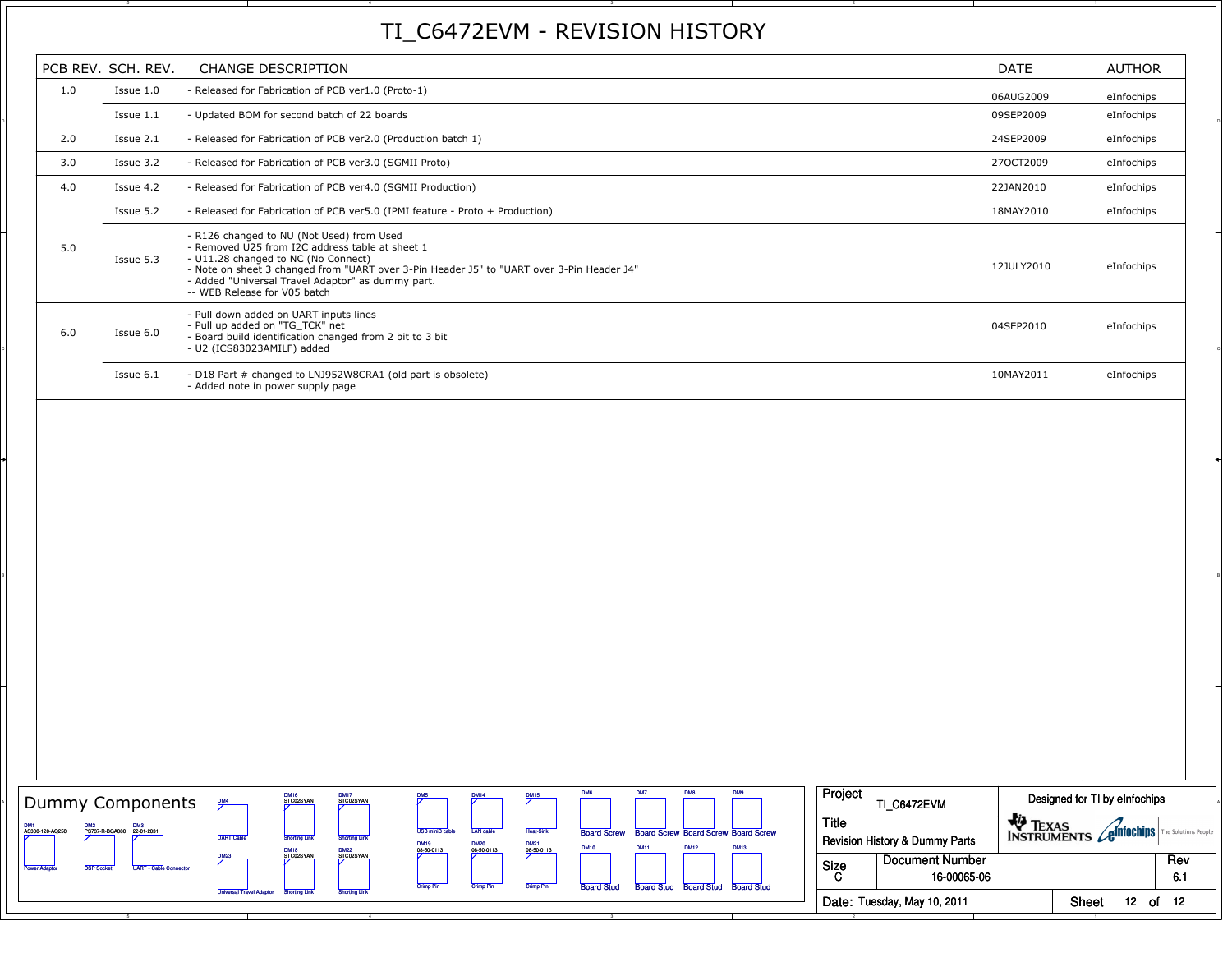# TI_C6472EVM - REVISION HISTORY

| PCB REV. | SCH. REV. | CHANGE DESCRIPTION | DATE | AUTHOR |
|---|---|---|---|---|
| 1.0 | Issue 1.0 | - Released for Fabrication of PCB ver1.0 (Proto-1) | 06AUG2009 | eInfochips |
| | Issue 1.1 | - Updated BOM for second batch of 22 boards | 09SEP2009 | eInfochips |
| 2.0 | Issue 2.1 | - Released for Fabrication of PCB ver2.0 (Production batch 1) | 24SEP2009 | eInfochips |
| 3.0 | Issue 3.2 | - Released for Fabrication of PCB ver3.0 (SGMII Proto) | 27OCT2009 | eInfochips |
| 4.0 | Issue 4.2 | - Released for Fabrication of PCB ver4.0 (SGMII Production) | 22JAN2010 | eInfochips |
| 5.0 | Issue 5.2 | - Released for Fabrication of PCB ver5.0 (IPMI feature - Proto + Production) | 18MAY2010 | eInfochips |
| | Issue 5.3 | - R126 changed to NU (Not Used) from Used<br>- Removed U25 from I2C address table at sheet 1<br>- U11.28 changed to NC (No Connect)<br>- Note on sheet 3 changed from "UART over 3-Pin Header J5" to "UART over 3-Pin Header J4"<br>- Added "Universal Travel Adaptor" as dummy part.<br>-- WEB Release for V05 batch | 12JULY2010 | eInfochips |
| 6.0 | Issue 6.0 | - Pull down added on UART inputs lines<br>- Pull up added on "TG_TCK" net<br>- Board build identification changed from 2 bit to 3 bit<br>- U2 (ICS83023AMILF) added | 04SEP2010 | eInfochips |
| | Issue 6.1 | - D18 Part # changed to LNJ952W8CRA1 (old part is obsolete)<br>- Added note in power supply page | 10MAY2011 | eInfochips |

## Dummy Components

DM1 AS300-120-AC050 Power Adaptor
DM2 PS737-R-BGA080 DSP Socket
DM3 22-01-2031 UART - Cable Connector
DM4 UART Cable
DM23 Universal Travel Adaptor
DM16 STC02SYAN Shorting Link
DM17 STC02SYAN Shorting Link
DM18 STC02SYAN Shorting Link
DM22 STC02SYAN Shorting Link
DM5 USB miniB cable
DM14 LAN cable
DM15 Heat-Sink
DM19 08-50-0113 Crimp Pin
DM20 08-50-0113 Crimp Pin
DM21 08-50-0113 Crimp Pin
DM6 Board Screw
DM7 Board Screw
DM8 Board Screw
DM9 Board Screw
DM10 Board Stud
DM11 Board Stud
DM12 Board Stud
DM13 Board Stud

| | |
|---|---|
| Project | TI_C6472EVM |
| Title | Revision History & Dummy Parts |
| Size | C |
| Document Number | 16-00065-06 |
| Rev | 6.1 |
| Date | Tuesday, May 10, 2011 |
| Sheet | 12 of 12 |

Designed for TI by eInfochips